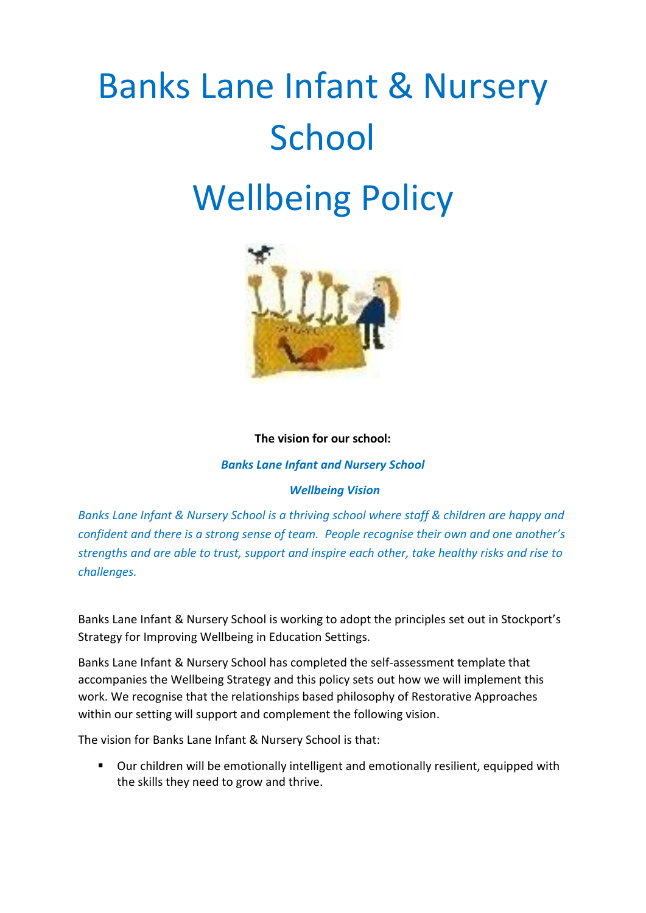# Banks Lane Infant & Nursery School

# Wellbeing Policy

**The vision for our school:**

***Banks Lane Infant and Nursery School***

***Wellbeing Vision***

*Banks Lane Infant & Nursery School is a thriving school where staff & children are happy and confident and there is a strong sense of team. People recognise their own and one another's strengths and are able to trust, support and inspire each other, take healthy risks and rise to challenges.*

Banks Lane Infant & Nursery School is working to adopt the principles set out in Stockport's Strategy for Improving Wellbeing in Education Settings.

Banks Lane Infant & Nursery School has completed the self-assessment template that accompanies the Wellbeing Strategy and this policy sets out how we will implement this work. We recognise that the relationships based philosophy of Restorative Approaches within our setting will support and complement the following vision.

The vision for Banks Lane Infant & Nursery School is that:

- Our children will be emotionally intelligent and emotionally resilient, equipped with the skills they need to grow and thrive.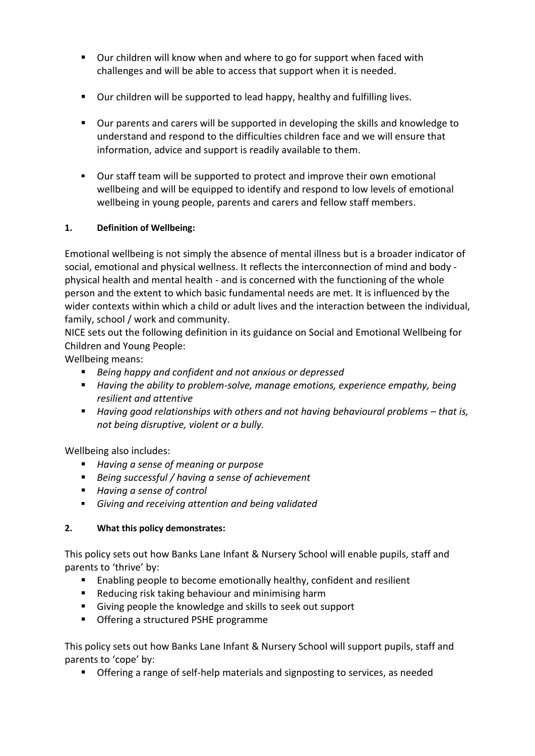- Our children will know when and where to go for support when faced with challenges and will be able to access that support when it is needed.

- Our children will be supported to lead happy, healthy and fulfilling lives.

- Our parents and carers will be supported in developing the skills and knowledge to understand and respond to the difficulties children face and we will ensure that information, advice and support is readily available to them.

- Our staff team will be supported to protect and improve their own emotional wellbeing and will be equipped to identify and respond to low levels of emotional wellbeing in young people, parents and carers and fellow staff members.

## 1. Definition of Wellbeing:

Emotional wellbeing is not simply the absence of mental illness but is a broader indicator of social, emotional and physical wellness. It reflects the interconnection of mind and body - physical health and mental health - and is concerned with the functioning of the whole person and the extent to which basic fundamental needs are met. It is influenced by the wider contexts within which a child or adult lives and the interaction between the individual, family, school / work and community.

NICE sets out the following definition in its guidance on Social and Emotional Wellbeing for Children and Young People:

Wellbeing means:

- *Being happy and confident and not anxious or depressed*
- *Having the ability to problem-solve, manage emotions, experience empathy, being resilient and attentive*
- *Having good relationships with others and not having behavioural problems – that is, not being disruptive, violent or a bully.*

Wellbeing also includes:

- *Having a sense of meaning or purpose*
- *Being successful / having a sense of achievement*
- *Having a sense of control*
- *Giving and receiving attention and being validated*

## 2. What this policy demonstrates:

This policy sets out how Banks Lane Infant & Nursery School will enable pupils, staff and parents to 'thrive' by:

- Enabling people to become emotionally healthy, confident and resilient
- Reducing risk taking behaviour and minimising harm
- Giving people the knowledge and skills to seek out support
- Offering a structured PSHE programme

This policy sets out how Banks Lane Infant & Nursery School will support pupils, staff and parents to 'cope' by:

- Offering a range of self-help materials and signposting to services, as needed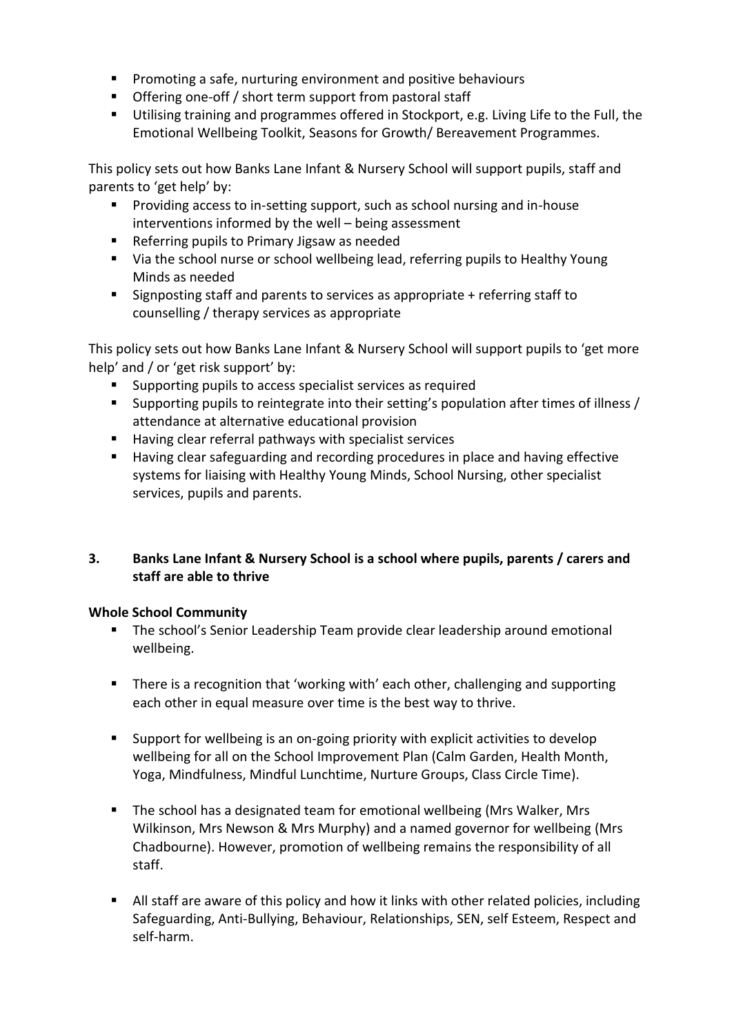- Promoting a safe, nurturing environment and positive behaviours
- Offering one-off / short term support from pastoral staff
- Utilising training and programmes offered in Stockport, e.g. Living Life to the Full, the Emotional Wellbeing Toolkit, Seasons for Growth/ Bereavement Programmes.

This policy sets out how Banks Lane Infant & Nursery School will support pupils, staff and parents to 'get help' by:

- Providing access to in-setting support, such as school nursing and in-house interventions informed by the well – being assessment
- Referring pupils to Primary Jigsaw as needed
- Via the school nurse or school wellbeing lead, referring pupils to Healthy Young Minds as needed
- Signposting staff and parents to services as appropriate + referring staff to counselling / therapy services as appropriate

This policy sets out how Banks Lane Infant & Nursery School will support pupils to 'get more help' and / or 'get risk support' by:

- Supporting pupils to access specialist services as required
- Supporting pupils to reintegrate into their setting's population after times of illness / attendance at alternative educational provision
- Having clear referral pathways with specialist services
- Having clear safeguarding and recording procedures in place and having effective systems for liaising with Healthy Young Minds, School Nursing, other specialist services, pupils and parents.

## 3. Banks Lane Infant & Nursery School is a school where pupils, parents / carers and staff are able to thrive

**Whole School Community**

- The school's Senior Leadership Team provide clear leadership around emotional wellbeing.
- There is a recognition that 'working with' each other, challenging and supporting each other in equal measure over time is the best way to thrive.
- Support for wellbeing is an on-going priority with explicit activities to develop wellbeing for all on the School Improvement Plan (Calm Garden, Health Month, Yoga, Mindfulness, Mindful Lunchtime, Nurture Groups, Class Circle Time).
- The school has a designated team for emotional wellbeing (Mrs Walker, Mrs Wilkinson, Mrs Newson & Mrs Murphy) and a named governor for wellbeing (Mrs Chadbourne). However, promotion of wellbeing remains the responsibility of all staff.
- All staff are aware of this policy and how it links with other related policies, including Safeguarding, Anti-Bullying, Behaviour, Relationships, SEN, self Esteem, Respect and self-harm.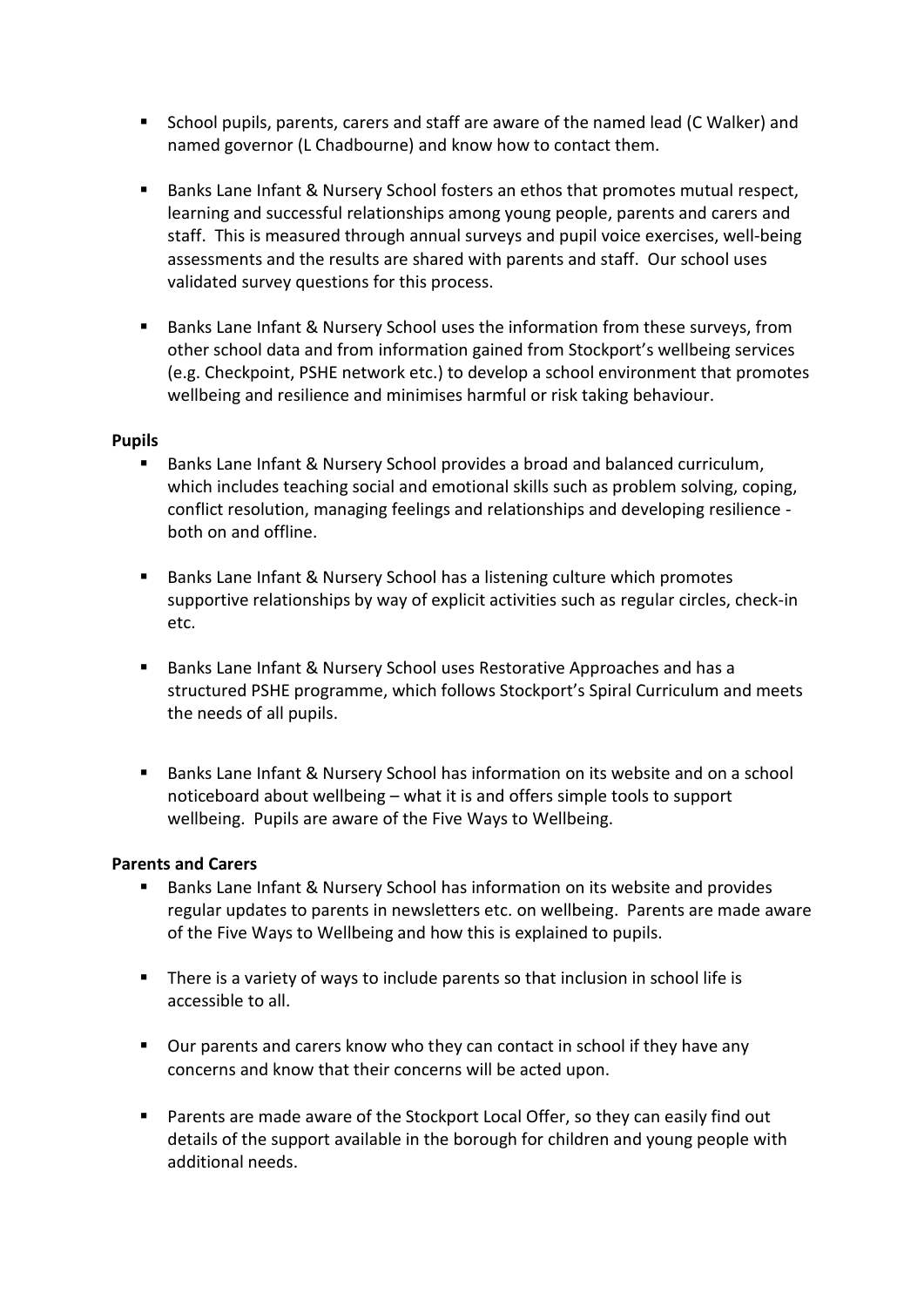- School pupils, parents, carers and staff are aware of the named lead (C Walker) and named governor (L Chadbourne) and know how to contact them.

- Banks Lane Infant & Nursery School fosters an ethos that promotes mutual respect, learning and successful relationships among young people, parents and carers and staff. This is measured through annual surveys and pupil voice exercises, well-being assessments and the results are shared with parents and staff. Our school uses validated survey questions for this process.

- Banks Lane Infant & Nursery School uses the information from these surveys, from other school data and from information gained from Stockport's wellbeing services (e.g. Checkpoint, PSHE network etc.) to develop a school environment that promotes wellbeing and resilience and minimises harmful or risk taking behaviour.

**Pupils**

- Banks Lane Infant & Nursery School provides a broad and balanced curriculum, which includes teaching social and emotional skills such as problem solving, coping, conflict resolution, managing feelings and relationships and developing resilience - both on and offline.

- Banks Lane Infant & Nursery School has a listening culture which promotes supportive relationships by way of explicit activities such as regular circles, check-in etc.

- Banks Lane Infant & Nursery School uses Restorative Approaches and has a structured PSHE programme, which follows Stockport's Spiral Curriculum and meets the needs of all pupils.

- Banks Lane Infant & Nursery School has information on its website and on a school noticeboard about wellbeing – what it is and offers simple tools to support wellbeing. Pupils are aware of the Five Ways to Wellbeing.

**Parents and Carers**

- Banks Lane Infant & Nursery School has information on its website and provides regular updates to parents in newsletters etc. on wellbeing. Parents are made aware of the Five Ways to Wellbeing and how this is explained to pupils.

- There is a variety of ways to include parents so that inclusion in school life is accessible to all.

- Our parents and carers know who they can contact in school if they have any concerns and know that their concerns will be acted upon.

- Parents are made aware of the Stockport Local Offer, so they can easily find out details of the support available in the borough for children and young people with additional needs.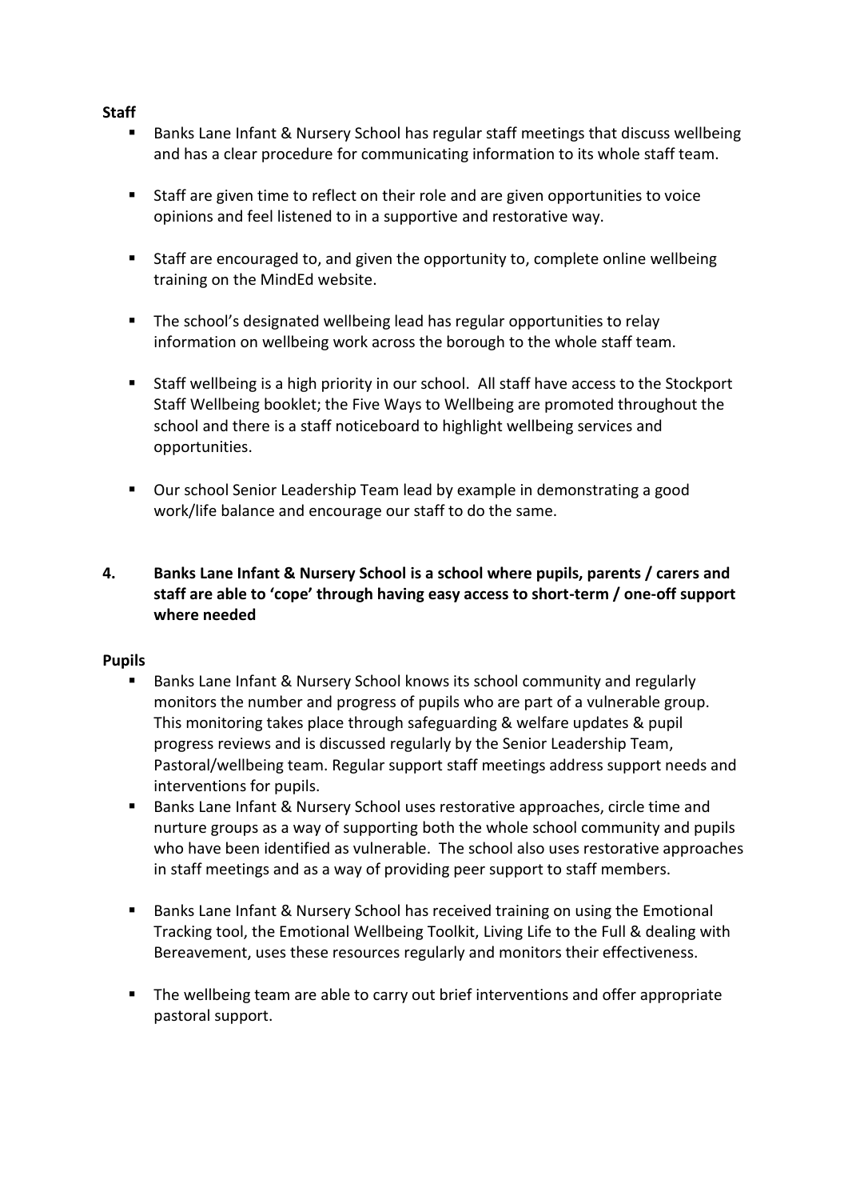**Staff**

- Banks Lane Infant & Nursery School has regular staff meetings that discuss wellbeing and has a clear procedure for communicating information to its whole staff team.
- Staff are given time to reflect on their role and are given opportunities to voice opinions and feel listened to in a supportive and restorative way.
- Staff are encouraged to, and given the opportunity to, complete online wellbeing training on the MindEd website.
- The school's designated wellbeing lead has regular opportunities to relay information on wellbeing work across the borough to the whole staff team.
- Staff wellbeing is a high priority in our school. All staff have access to the Stockport Staff Wellbeing booklet; the Five Ways to Wellbeing are promoted throughout the school and there is a staff noticeboard to highlight wellbeing services and opportunities.
- Our school Senior Leadership Team lead by example in demonstrating a good work/life balance and encourage our staff to do the same.

**4. Banks Lane Infant & Nursery School is a school where pupils, parents / carers and staff are able to 'cope' through having easy access to short-term / one-off support where needed**

**Pupils**

- Banks Lane Infant & Nursery School knows its school community and regularly monitors the number and progress of pupils who are part of a vulnerable group. This monitoring takes place through safeguarding & welfare updates & pupil progress reviews and is discussed regularly by the Senior Leadership Team, Pastoral/wellbeing team. Regular support staff meetings address support needs and interventions for pupils.
- Banks Lane Infant & Nursery School uses restorative approaches, circle time and nurture groups as a way of supporting both the whole school community and pupils who have been identified as vulnerable. The school also uses restorative approaches in staff meetings and as a way of providing peer support to staff members.
- Banks Lane Infant & Nursery School has received training on using the Emotional Tracking tool, the Emotional Wellbeing Toolkit, Living Life to the Full & dealing with Bereavement, uses these resources regularly and monitors their effectiveness.
- The wellbeing team are able to carry out brief interventions and offer appropriate pastoral support.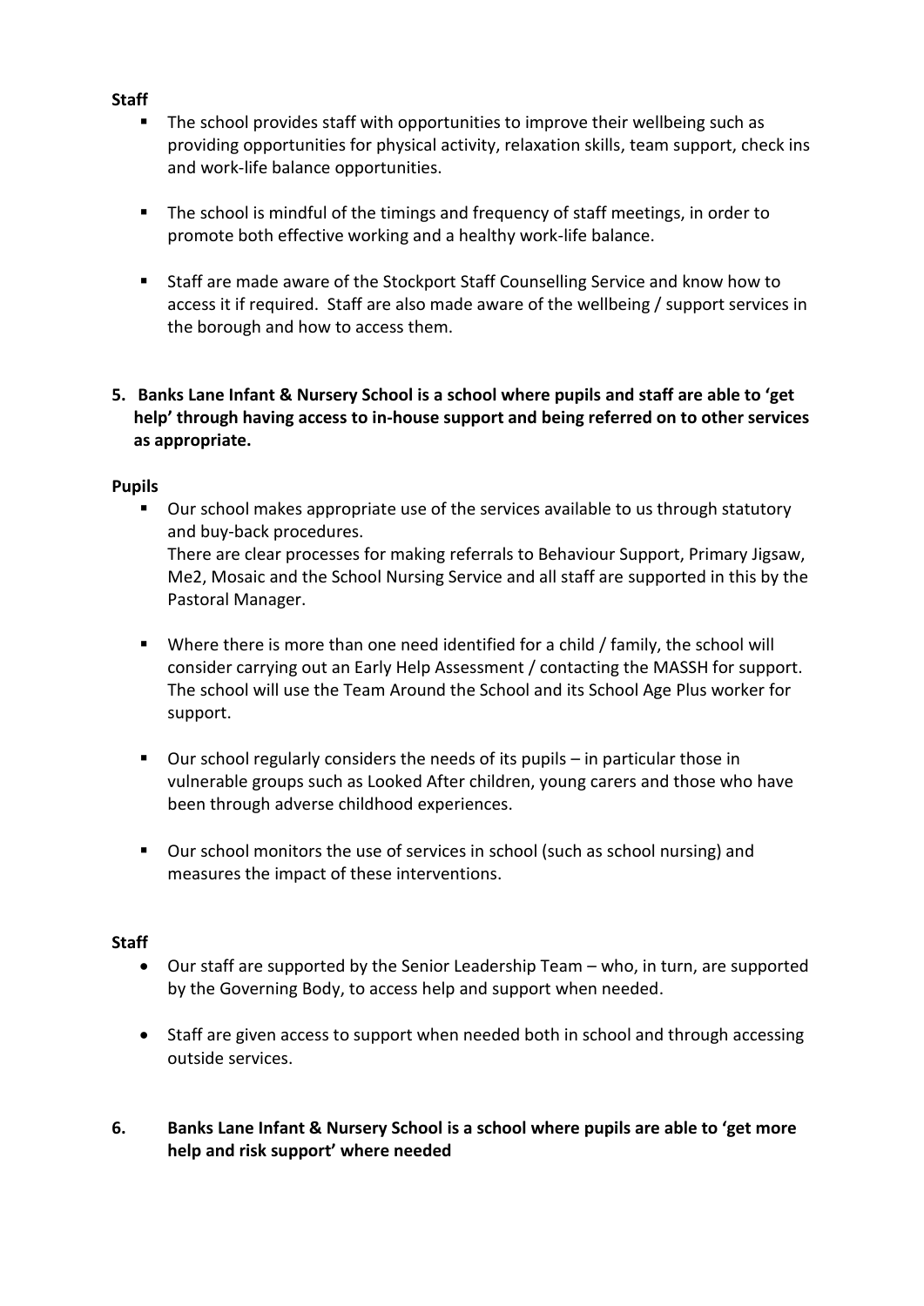**Staff**

- The school provides staff with opportunities to improve their wellbeing such as providing opportunities for physical activity, relaxation skills, team support, check ins and work-life balance opportunities.
- The school is mindful of the timings and frequency of staff meetings, in order to promote both effective working and a healthy work-life balance.
- Staff are made aware of the Stockport Staff Counselling Service and know how to access it if required. Staff are also made aware of the wellbeing / support services in the borough and how to access them.

**5. Banks Lane Infant & Nursery School is a school where pupils and staff are able to 'get help' through having access to in-house support and being referred on to other services as appropriate.**

**Pupils**

- Our school makes appropriate use of the services available to us through statutory and buy-back procedures.
  There are clear processes for making referrals to Behaviour Support, Primary Jigsaw, Me2, Mosaic and the School Nursing Service and all staff are supported in this by the Pastoral Manager.
- Where there is more than one need identified for a child / family, the school will consider carrying out an Early Help Assessment / contacting the MASSH for support. The school will use the Team Around the School and its School Age Plus worker for support.
- Our school regularly considers the needs of its pupils – in particular those in vulnerable groups such as Looked After children, young carers and those who have been through adverse childhood experiences.
- Our school monitors the use of services in school (such as school nursing) and measures the impact of these interventions.

**Staff**

- Our staff are supported by the Senior Leadership Team – who, in turn, are supported by the Governing Body, to access help and support when needed.
- Staff are given access to support when needed both in school and through accessing outside services.

**6. Banks Lane Infant & Nursery School is a school where pupils are able to 'get more help and risk support' where needed**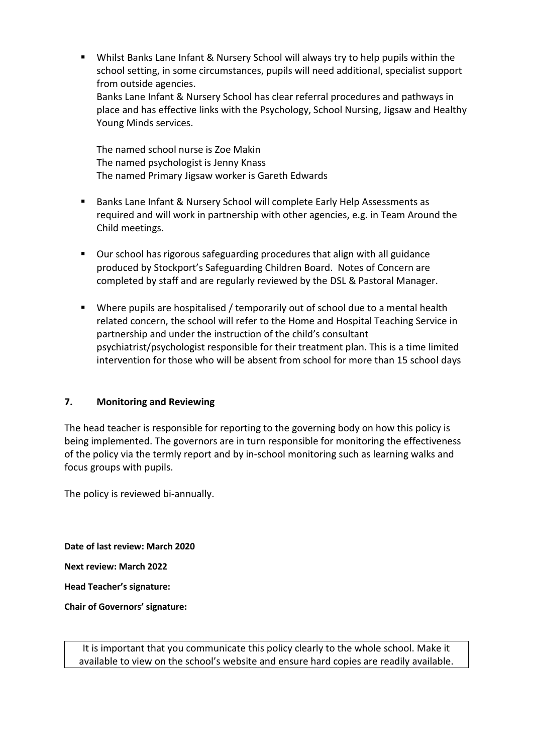- Whilst Banks Lane Infant & Nursery School will always try to help pupils within the school setting, in some circumstances, pupils will need additional, specialist support from outside agencies.
  Banks Lane Infant & Nursery School has clear referral procedures and pathways in place and has effective links with the Psychology, School Nursing, Jigsaw and Healthy Young Minds services.

  The named school nurse is Zoe Makin
  The named psychologist is Jenny Knass
  The named Primary Jigsaw worker is Gareth Edwards

- Banks Lane Infant & Nursery School will complete Early Help Assessments as required and will work in partnership with other agencies, e.g. in Team Around the Child meetings.

- Our school has rigorous safeguarding procedures that align with all guidance produced by Stockport's Safeguarding Children Board. Notes of Concern are completed by staff and are regularly reviewed by the DSL & Pastoral Manager.

- Where pupils are hospitalised / temporarily out of school due to a mental health related concern, the school will refer to the Home and Hospital Teaching Service in partnership and under the instruction of the child's consultant psychiatrist/psychologist responsible for their treatment plan. This is a time limited intervention for those who will be absent from school for more than 15 school days

## 7. Monitoring and Reviewing

The head teacher is responsible for reporting to the governing body on how this policy is being implemented. The governors are in turn responsible for monitoring the effectiveness of the policy via the termly report and by in-school monitoring such as learning walks and focus groups with pupils.

The policy is reviewed bi-annually.

**Date of last review: March 2020**

**Next review: March 2022**

**Head Teacher's signature:**

**Chair of Governors' signature:**

It is important that you communicate this policy clearly to the whole school. Make it available to view on the school's website and ensure hard copies are readily available.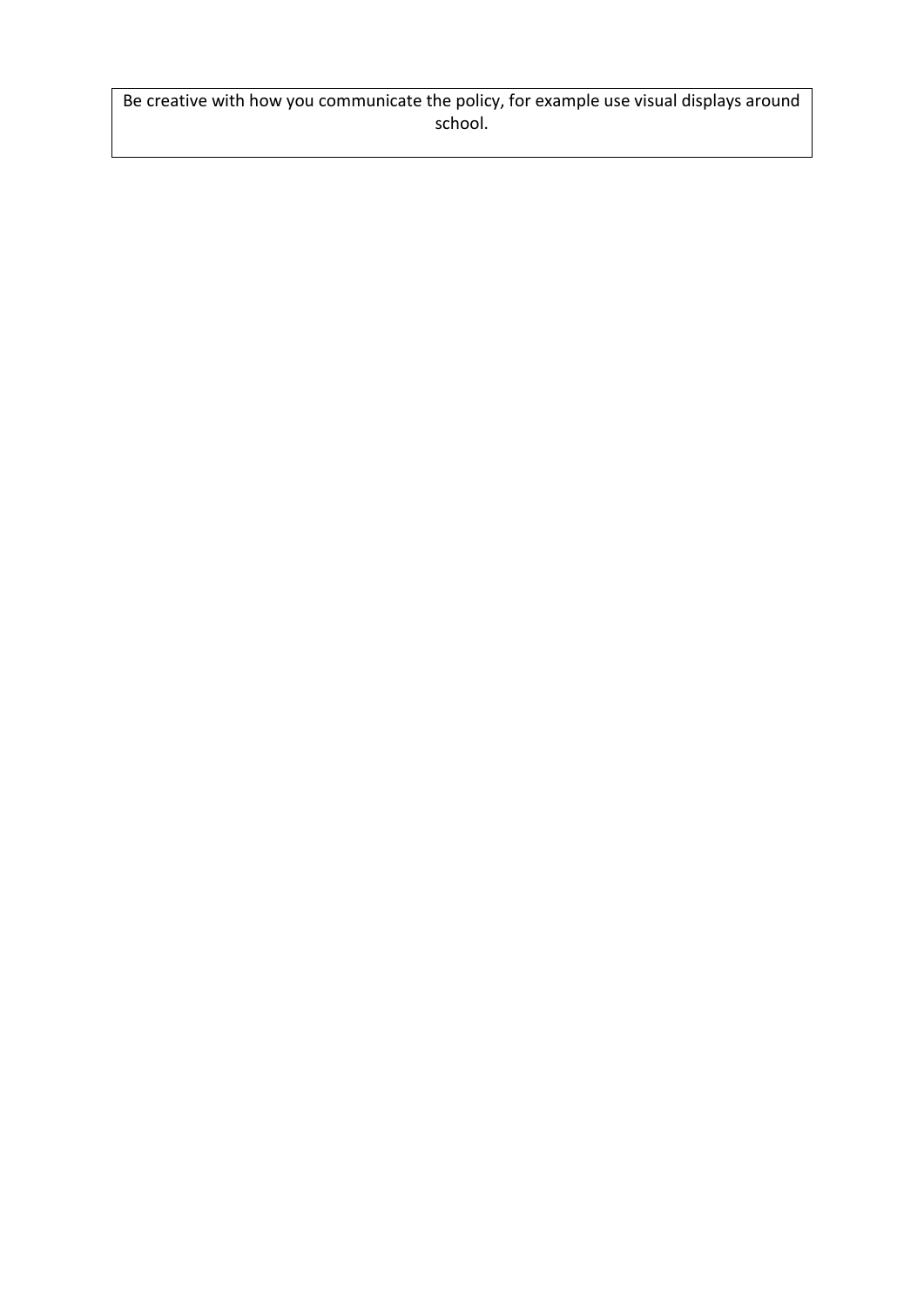Be creative with how you communicate the policy, for example use visual displays around school.